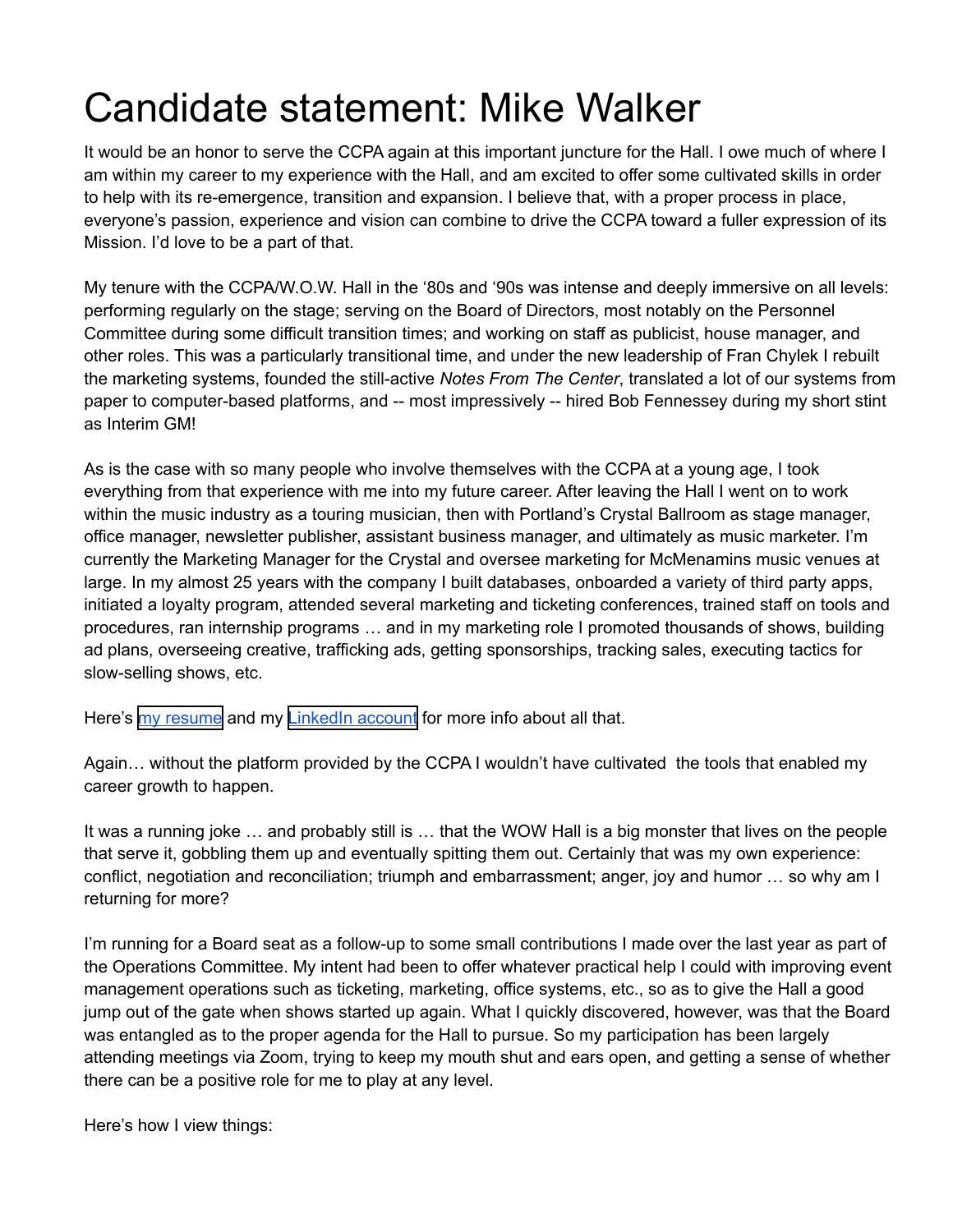# Candidate statement: Mike Walker

It would be an honor to serve the CCPA again at this important juncture for the Hall. I owe much of where I am within my career to my experience with the Hall, and am excited to offer some cultivated skills in order to help with its re-emergence, transition and expansion. I believe that, with a proper process in place, everyone's passion, experience and vision can combine to drive the CCPA toward a fuller expression of its Mission. I'd love to be a part of that.

My tenure with the CCPA/W.O.W. Hall in the '80s and '90s was intense and deeply immersive on all levels: performing regularly on the stage; serving on the Board of Directors, most notably on the Personnel Committee during some difficult transition times; and working on staff as publicist, house manager, and other roles. This was a particularly transitional time, and under the new leadership of Fran Chylek I rebuilt the marketing systems, founded the still-active *Notes From The Center*, translated a lot of our systems from paper to computer-based platforms, and -- most impressively -- hired Bob Fennessey during my short stint as Interim GM!

As is the case with so many people who involve themselves with the CCPA at a young age, I took everything from that experience with me into my future career. After leaving the Hall I went on to work within the music industry as a touring musician, then with Portland's Crystal Ballroom as stage manager, office manager, newsletter publisher, assistant business manager, and ultimately as music marketer. I'm currently the Marketing Manager for the Crystal and oversee marketing for McMenamins music venues at large. In my almost 25 years with the company I built databases, onboarded a variety of third party apps, initiated a loyalty program, attended several marketing and ticketing conferences, trained staff on tools and procedures, ran internship programs … and in my marketing role I promoted thousands of shows, building ad plans, overseeing creative, trafficking ads, getting sponsorships, tracking sales, executing tactics for slow-selling shows, etc.

Here's my resume and my LinkedIn account for more info about all that.

Again… without the platform provided by the CCPA I wouldn't have cultivated the tools that enabled my career growth to happen.

It was a running joke … and probably still is … that the WOW Hall is a big monster that lives on the people that serve it, gobbling them up and eventually spitting them out. Certainly that was my own experience: conflict, negotiation and reconciliation; triumph and embarrassment; anger, joy and humor … so why am I returning for more?

I'm running for a Board seat as a follow-up to some small contributions I made over the last year as part of the Operations Committee. My intent had been to offer whatever practical help I could with improving event management operations such as ticketing, marketing, office systems, etc., so as to give the Hall a good jump out of the gate when shows started up again. What I quickly discovered, however, was that the Board was entangled as to the proper agenda for the Hall to pursue. So my participation has been largely attending meetings via Zoom, trying to keep my mouth shut and ears open, and getting a sense of whether there can be a positive role for me to play at any level.

Here's how I view things: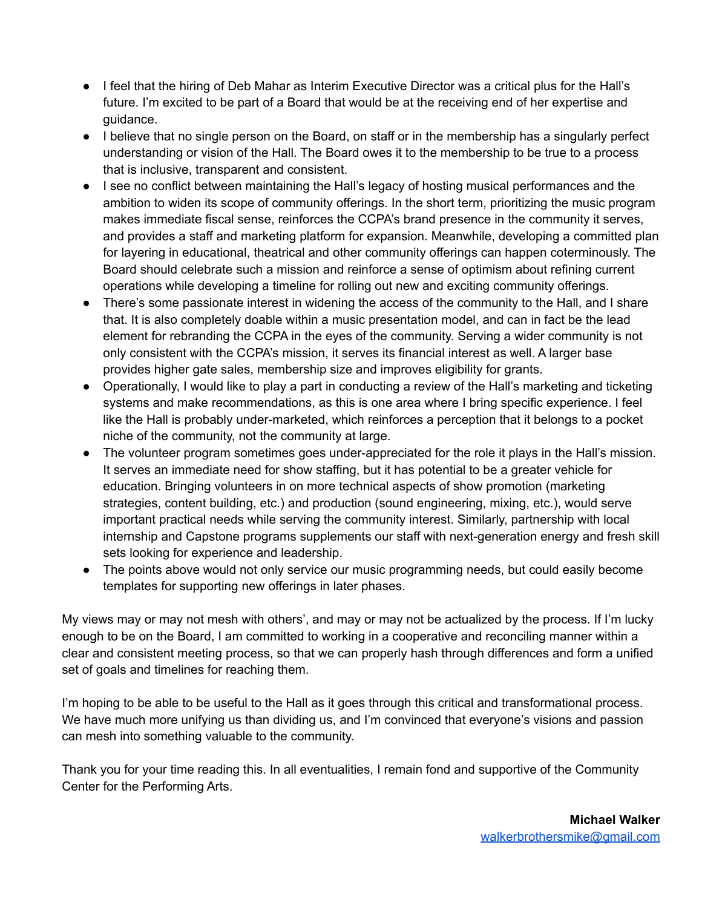- I feel that the hiring of Deb Mahar as Interim Executive Director was a critical plus for the Hall's future. I'm excited to be part of a Board that would be at the receiving end of her expertise and guidance.
- I believe that no single person on the Board, on staff or in the membership has a singularly perfect understanding or vision of the Hall. The Board owes it to the membership to be true to a process that is inclusive, transparent and consistent.
- I see no conflict between maintaining the Hall's legacy of hosting musical performances and the ambition to widen its scope of community offerings. In the short term, prioritizing the music program makes immediate fiscal sense, reinforces the CCPA's brand presence in the community it serves, and provides a staff and marketing platform for expansion. Meanwhile, developing a committed plan for layering in educational, theatrical and other community offerings can happen coterminously. The Board should celebrate such a mission and reinforce a sense of optimism about refining current operations while developing a timeline for rolling out new and exciting community offerings.
- There's some passionate interest in widening the access of the community to the Hall, and I share that. It is also completely doable within a music presentation model, and can in fact be the lead element for rebranding the CCPA in the eyes of the community. Serving a wider community is not only consistent with the CCPA's mission, it serves its financial interest as well. A larger base provides higher gate sales, membership size and improves eligibility for grants.
- Operationally, I would like to play a part in conducting a review of the Hall's marketing and ticketing systems and make recommendations, as this is one area where I bring specific experience. I feel like the Hall is probably under-marketed, which reinforces a perception that it belongs to a pocket niche of the community, not the community at large.
- The volunteer program sometimes goes under-appreciated for the role it plays in the Hall's mission. It serves an immediate need for show staffing, but it has potential to be a greater vehicle for education. Bringing volunteers in on more technical aspects of show promotion (marketing strategies, content building, etc.) and production (sound engineering, mixing, etc.), would serve important practical needs while serving the community interest. Similarly, partnership with local internship and Capstone programs supplements our staff with next-generation energy and fresh skill sets looking for experience and leadership.
- The points above would not only service our music programming needs, but could easily become templates for supporting new offerings in later phases.

My views may or may not mesh with others', and may or may not be actualized by the process. If I'm lucky enough to be on the Board, I am committed to working in a cooperative and reconciling manner within a clear and consistent meeting process, so that we can properly hash through differences and form a unified set of goals and timelines for reaching them.

I'm hoping to be able to be useful to the Hall as it goes through this critical and transformational process. We have much more unifying us than dividing us, and I'm convinced that everyone's visions and passion can mesh into something valuable to the community.

Thank you for your time reading this. In all eventualities, I remain fond and supportive of the Community Center for the Performing Arts.

**Michael Walker**
walkerbrothersmike@gmail.com